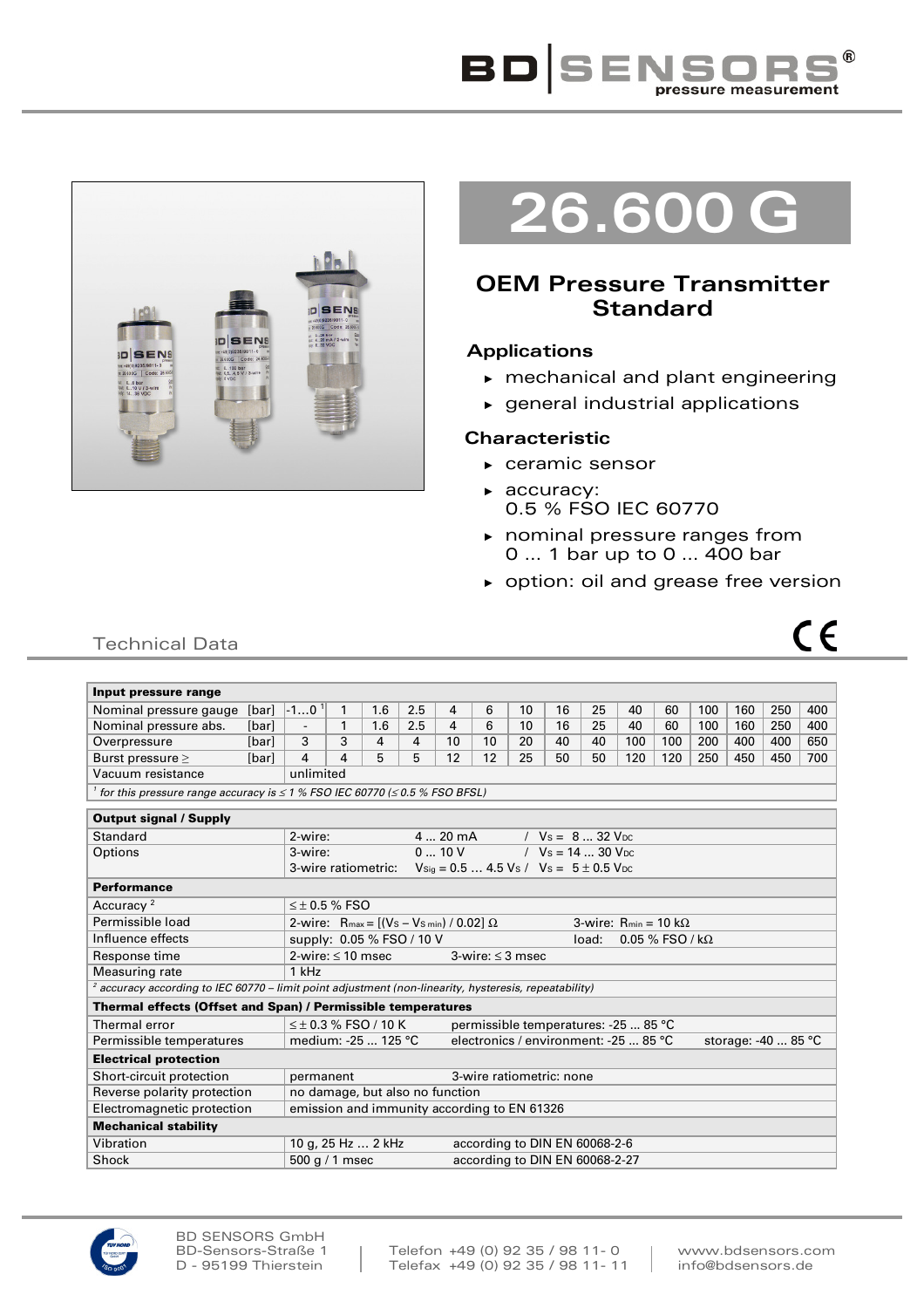# 26.600 G

## OEM Pressure Transmitter Standard

### Applications

- mechanical and plant engineering
- general industrial applications

### Characteristic

- ceramic sensor
- accuracy: 0.5 % FSO IEC 60770
- nominal pressure ranges from 0 ... 1 bar up to 0 ... 400 bar
- option: oil and grease free version

## Technical Data

| **Input pressure range** | | | | | | | | | | | | | | | | | |
|---|---|---|---|---|---|---|---|---|---|---|---|---|---|---|---|---|---|
| Nominal pressure gauge | [bar] | -1...0 [1] | 1 | 1.6 | 2.5 | 4 | 6 | 10 | 16 | 25 | 40 | 60 | 100 | 160 | 250 | 400 |
| Nominal pressure abs. | [bar] | - | 1 | 1.6 | 2.5 | 4 | 6 | 10 | 16 | 25 | 40 | 60 | 100 | 160 | 250 | 400 |
| Overpressure | [bar] | 3 | 3 | 4 | 4 | 10 | 10 | 20 | 40 | 40 | 100 | 100 | 200 | 400 | 400 | 650 |
| Burst pressure ≥ | [bar] | 4 | 4 | 5 | 5 | 12 | 12 | 25 | 50 | 50 | 120 | 120 | 250 | 450 | 450 | 700 |
| Vacuum resistance | | unlimited | | | | | | | | | | | | | | |

[1] *for this pressure range accuracy is ≤ 1 % FSO IEC 60770 (≤ 0.5 % FSO BFSL)*

| **Output signal / Supply** | | | |
|---|---|---|---|
| Standard | 2-wire: | 4 ... 20 mA | / $V_S$ = 8 ... 32 $V_{DC}$ |
| Options | 3-wire: | 0 ... 10 V | / $V_S$ = 14 ... 30 $V_{DC}$ |
| | 3-wire ratiometric: | $V_{Sig}$ = 0.5 ... 4.5 $V_S$ | / $V_S$ = 5 ± 0.5 $V_{DC}$ |

| **Performance** | | |
|---|---|---|
| Accuracy [2] | ≤ ± 0.5 % FSO | |
| Permissible load | 2-wire: $R_{max} = [(V_S - V_{S\,min}) / 0.02]\ \Omega$ | 3-wire: $R_{min}$ = 10 kΩ |
| Influence effects | supply: 0.05 % FSO / 10 V | load: 0.05 % FSO / kΩ |
| Response time | 2-wire: ≤ 10 msec | 3-wire: ≤ 3 msec |
| Measuring rate | 1 kHz | |

[2] *accuracy according to IEC 60770 – limit point adjustment (non-linearity, hysteresis, repeatability)*

| **Thermal effects (Offset and Span) / Permissible temperatures** | | | |
|---|---|---|---|
| Thermal error | ≤ ± 0.3 % FSO / 10 K | permissible temperatures: -25 ... 85 °C | |
| Permissible temperatures | medium: -25 ... 125 °C | electronics / environment: -25 ... 85 °C | storage: -40 ... 85 °C |

| **Electrical protection** | | |
|---|---|---|
| Short-circuit protection | permanent | 3-wire ratiometric: none |
| Reverse polarity protection | no damage, but also no function | |
| Electromagnetic protection | emission and immunity according to EN 61326 | |

| **Mechanical stability** | | |
|---|---|---|
| Vibration | 10 g, 25 Hz ... 2 kHz | according to DIN EN 60068-2-6 |
| Shock | 500 g / 1 msec | according to DIN EN 60068-2-27 |

BD SENSORS GmbH
BD-Sensors-Straße 1
D - 95199 Thierstein

Telefon +49 (0) 92 35 / 98 11- 0
Telefax +49 (0) 92 35 / 98 11- 11

www.bdsensors.com
info@bdsensors.de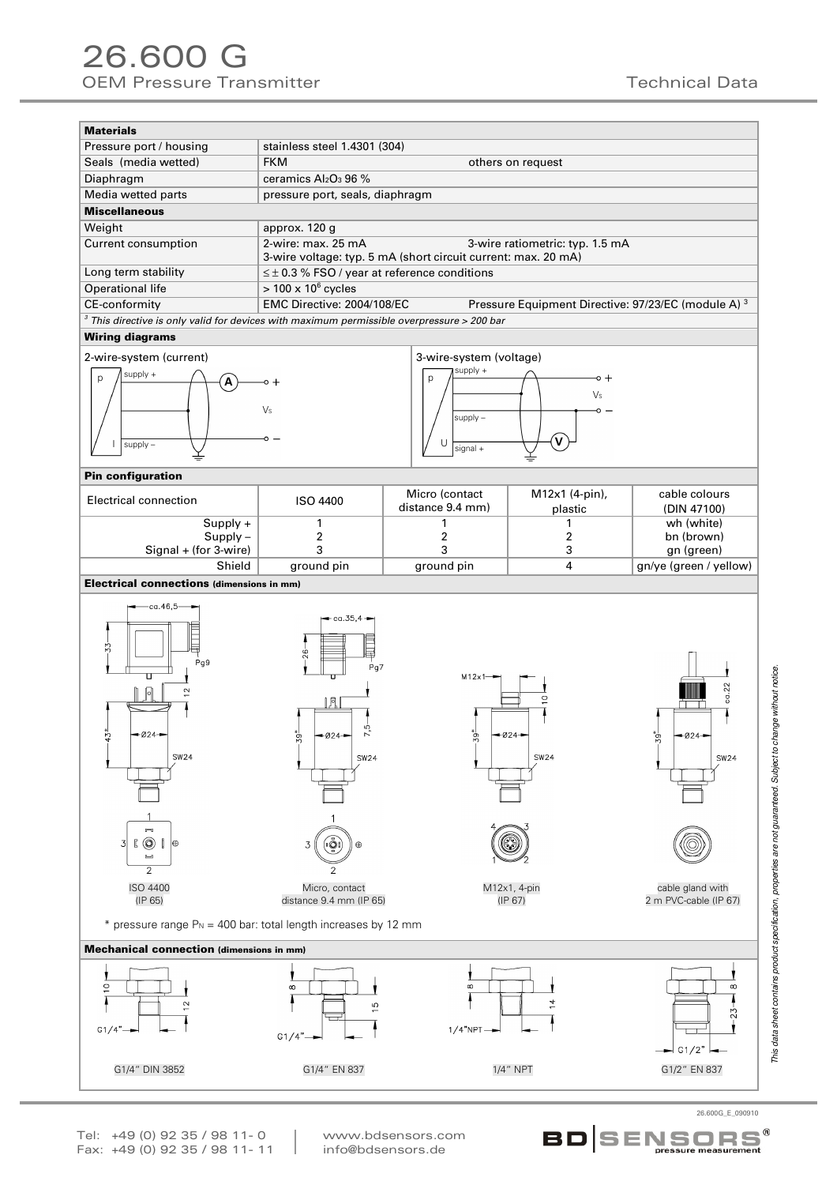# 26.600 G

## OEM Pressure Transmitter

Technical Data

| **Materials** | |
|---|---|
| Pressure port / housing | stainless steel 1.4301 (304) |
| Seals (media wetted) | FKM &nbsp;&nbsp;&nbsp;&nbsp;&nbsp;&nbsp;&nbsp;&nbsp; others on request |
| Diaphragm | ceramics $Al_2O_3$ 96 % |
| Media wetted parts | pressure port, seals, diaphragm |
| **Miscellaneous** | |
| Weight | approx. 120 g |
| Current consumption | 2-wire: max. 25 mA &nbsp;&nbsp;&nbsp;&nbsp; 3-wire ratiometric: typ. 1.5 mA<br>3-wire voltage: typ. 5 mA (short circuit current: max. 20 mA) |
| Long term stability | ≤ ± 0.3 % FSO / year at reference conditions |
| Operational life | > 100 x $10^6$ cycles |
| CE-conformity | EMC Directive: 2004/108/EC &nbsp;&nbsp;&nbsp;&nbsp; Pressure Equipment Directive: 97/23/EC (module A) [3] |

*[3] This directive is only valid for devices with maximum permissible overpressure > 200 bar*

### Wiring diagrams

2-wire-system (current)

3-wire-system (voltage)

### Pin configuration

| Electrical connection | ISO 4400 | Micro (contact distance 9.4 mm) | M12x1 (4-pin), plastic | cable colours (DIN 47100) |
|---|---|---|---|---|
| Supply + | 1 | 1 | 1 | wh (white) |
| Supply – | 2 | 2 | 2 | bn (brown) |
| Signal + (for 3-wire) | 3 | 3 | 3 | gn (green) |
| Shield | ground pin | ground pin | 4 | gn/ye (green / yellow) |

### Electrical connections (dimensions in mm)

ISO 4400 (IP 65)

Micro, contact distance 9.4 mm (IP 65)

M12x1, 4-pin (IP 67)

cable gland with 2 m PVC-cable (IP 67)

\* pressure range $P_N$ = 400 bar: total length increases by 12 mm

### Mechanical connection (dimensions in mm)

G1/4" DIN 3852

G1/4" EN 837

1/4" NPT

G1/2" EN 837

*This data sheet contains product specification, properties are not guaranteed. Subject to change without notice.*

26.600G_E_090910

Tel: +49 (0) 92 35 / 98 11- 0
Fax: +49 (0) 92 35 / 98 11- 11

www.bdsensors.com
info@bdsensors.de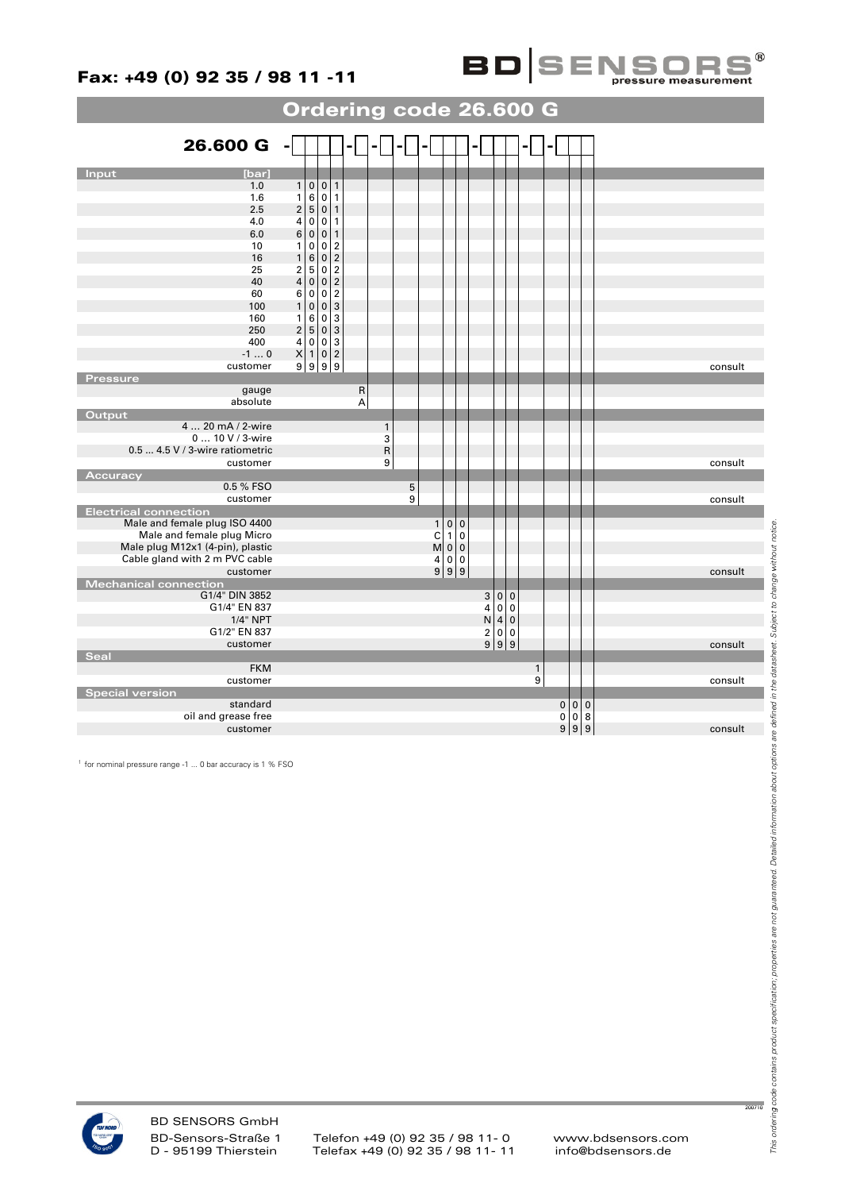Fax: +49 (0) 92 35 / 98 11 -11

# Ordering code 26.600 G

**26.600 G** - ☐☐☐☐ - ☐ - ☐ - ☐ - ☐☐☐ - ☐☐☐ - ☐ - ☐☐☐

| | Code | |
|---|---|---|
| **Input** [bar] | | |
| 1.0 | 1 0 0 1 | |
| 1.6 | 1 6 0 1 | |
| 2.5 | 2 5 0 1 | |
| 4.0 | 4 0 0 1 | |
| 6.0 | 6 0 0 1 | |
| 10 | 1 0 0 2 | |
| 16 | 1 6 0 2 | |
| 25 | 2 5 0 2 | |
| 40 | 4 0 0 2 | |
| 60 | 6 0 0 2 | |
| 100 | 1 0 0 3 | |
| 160 | 1 6 0 3 | |
| 250 | 2 5 0 3 | |
| 400 | 4 0 0 3 | |
| -1 ... 0 | X 1 0 2 | |
| customer | 9 9 9 9 | consult |
| **Pressure** | | |
| gauge | R | |
| absolute | A | |
| **Output** | | |
| 4 ... 20 mA / 2-wire | 1 | |
| 0 ... 10 V / 3-wire | 3 | |
| 0.5 ... 4.5 V / 3-wire ratiometric | R | |
| customer | 9 | consult |
| **Accuracy** | | |
| 0.5 % FSO | 5 | |
| customer | 9 | consult |
| **Electrical connection** | | |
| Male and female plug ISO 4400 | 1 0 0 | |
| Male and female plug Micro | C 1 0 | |
| Male plug M12x1 (4-pin), plastic | M 0 0 | |
| Cable gland with 2 m PVC cable | 4 0 0 | |
| customer | 9 9 9 | consult |
| **Mechanical connection** | | |
| G1/4" DIN 3852 | 3 0 0 | |
| G1/4" EN 837 | 4 0 0 | |
| 1/4" NPT | N 4 0 | |
| G1/2" EN 837 | 2 0 0 | |
| customer | 9 9 9 | consult |
| **Seal** | | |
| FKM | 1 | |
| customer | 9 | consult |
| **Special version** | | |
| standard | 0 0 0 | |
| oil and grease free | 0 0 8 | |
| customer | 9 9 9 | consult |

[1] for nominal pressure range -1 ... 0 bar accuracy is 1 % FSO

*This ordering code contains product specification; properties are not guaranteed. Detailed information about options are defined in the datasheet. Subject to change without notice.*

BD SENSORS GmbH
BD-Sensors-Straße 1
D - 95199 Thierstein

Telefon +49 (0) 92 35 / 98 11- 0
Telefax +49 (0) 92 35 / 98 11- 11

www.bdsensors.com
info@bdsensors.de